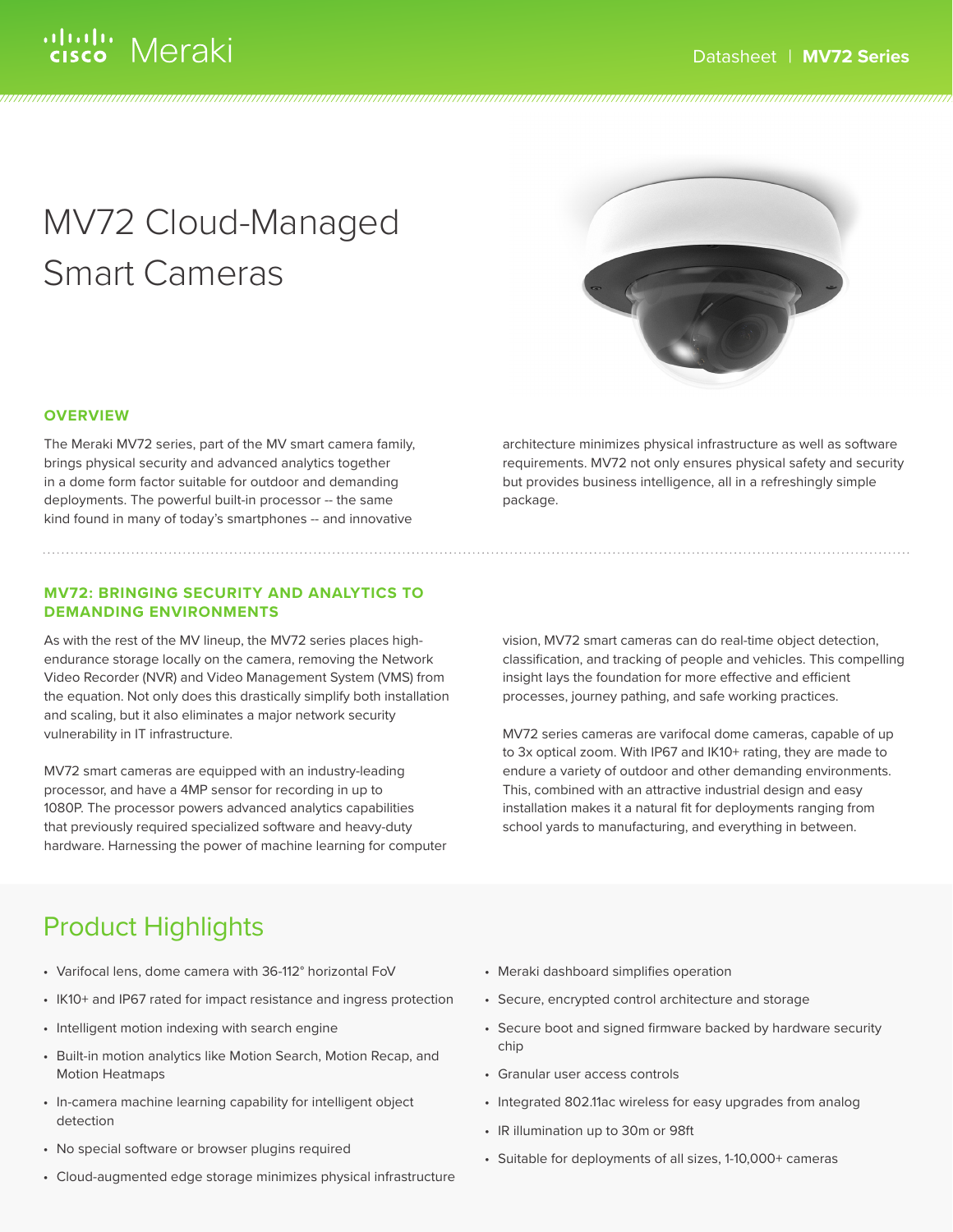# MV72 Cloud-Managed Smart Cameras

## OVERVIEW

The Meraki MV72 series, part of the MV smart camera family, brings physical security and advanced analytics together in a dome form factor suitable for outdoor and demanding deployments. The powerful built-in processor -- the same kind found in many of today's smartphones -- and innovative architecture minimizes physical infrastructure as well as software requirements. MV72 not only ensures physical safety and security but provides business intelligence, all in a refreshingly simple package.

## MV72: BRINGING SECURITY AND ANALYTICS TO DEMANDING ENVIRONMENTS

As with the rest of the MV lineup, the MV72 series places high-endurance storage locally on the camera, removing the Network Video Recorder (NVR) and Video Management System (VMS) from the equation. Not only does this drastically simplify both installation and scaling, but it also eliminates a major network security vulnerability in IT infrastructure.

MV72 smart cameras are equipped with an industry-leading processor, and have a 4MP sensor for recording in up to 1080P. The processor powers advanced analytics capabilities that previously required specialized software and heavy-duty hardware. Harnessing the power of machine learning for computer vision, MV72 smart cameras can do real-time object detection, classification, and tracking of people and vehicles. This compelling insight lays the foundation for more effective and efficient processes, journey pathing, and safe working practices.

MV72 series cameras are varifocal dome cameras, capable of up to 3x optical zoom. With IP67 and IK10+ rating, they are made to endure a variety of outdoor and other demanding environments. This, combined with an attractive industrial design and easy installation makes it a natural fit for deployments ranging from school yards to manufacturing, and everything in between.

## Product Highlights

- Varifocal lens, dome camera with 36-112° horizontal FoV
- IK10+ and IP67 rated for impact resistance and ingress protection
- Intelligent motion indexing with search engine
- Built-in motion analytics like Motion Search, Motion Recap, and Motion Heatmaps
- In-camera machine learning capability for intelligent object detection
- No special software or browser plugins required
- Cloud-augmented edge storage minimizes physical infrastructure
- Meraki dashboard simplifies operation
- Secure, encrypted control architecture and storage
- Secure boot and signed firmware backed by hardware security chip
- Granular user access controls
- Integrated 802.11ac wireless for easy upgrades from analog
- IR illumination up to 30m or 98ft
- Suitable for deployments of all sizes, 1-10,000+ cameras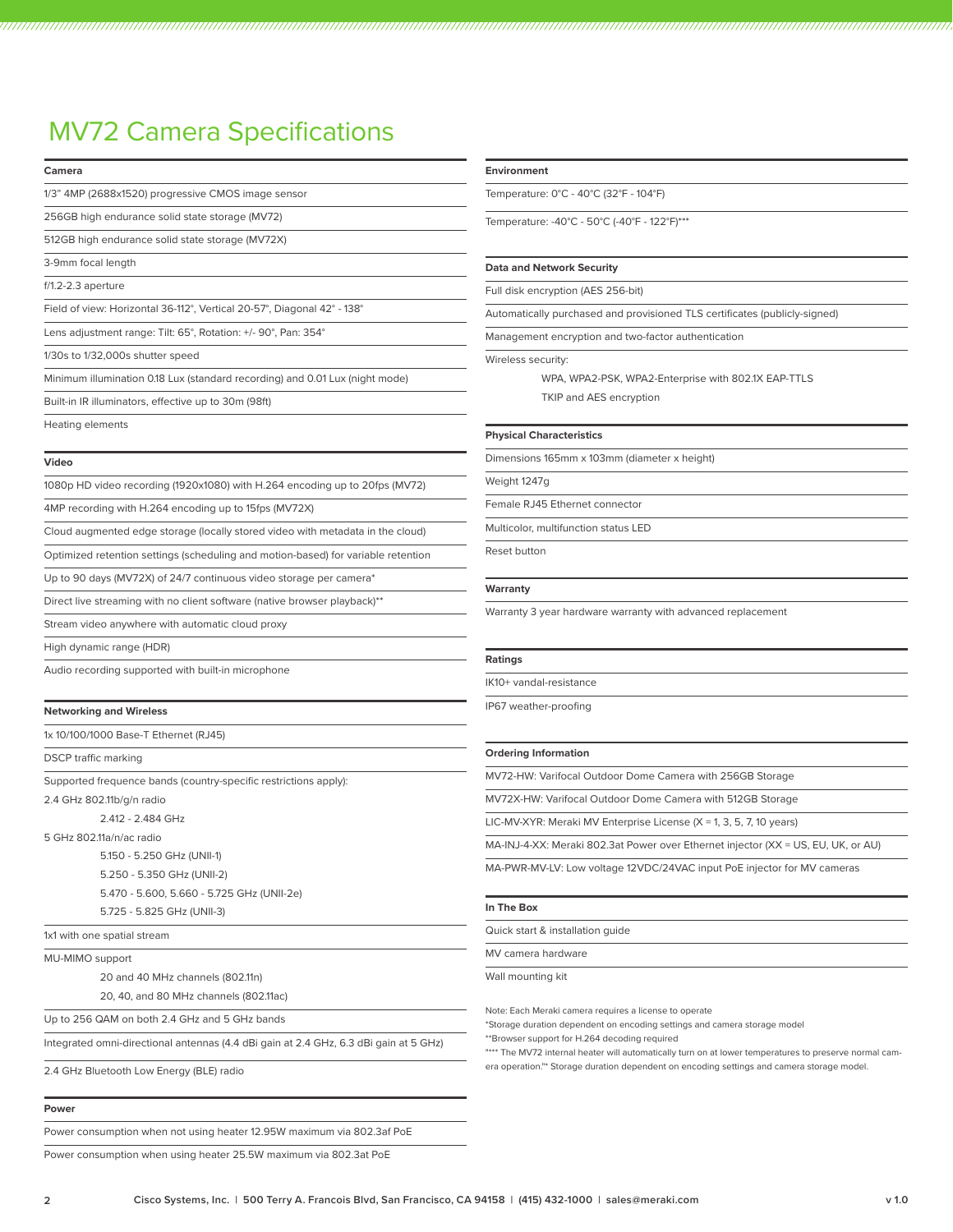# MV72 Camera Specifications

### Camera

1/3" 4MP (2688x1520) progressive CMOS image sensor

256GB high endurance solid state storage (MV72)

512GB high endurance solid state storage (MV72X)

3-9mm focal length

f/1.2-2.3 aperture

Field of view: Horizontal 36-112°, Vertical 20-57°, Diagonal 42° - 138°

Lens adjustment range: Tilt: 65°, Rotation: +/- 90°, Pan: 354°

1/30s to 1/32,000s shutter speed

Minimum illumination 0.18 Lux (standard recording) and 0.01 Lux (night mode)

Built-in IR illuminators, effective up to 30m (98ft)

Heating elements

### Video

1080p HD video recording (1920x1080) with H.264 encoding up to 20fps (MV72)

4MP recording with H.264 encoding up to 15fps (MV72X)

Cloud augmented edge storage (locally stored video with metadata in the cloud)

Optimized retention settings (scheduling and motion-based) for variable retention

Up to 90 days (MV72X) of 24/7 continuous video storage per camera*

Direct live streaming with no client software (native browser playback)**

Stream video anywhere with automatic cloud proxy

High dynamic range (HDR)

Audio recording supported with built-in microphone

### Networking and Wireless

1x 10/100/1000 Base-T Ethernet (RJ45)

DSCP traffic marking

Supported frequence bands (country-specific restrictions apply):

2.4 GHz 802.11b/g/n radio

- 2.412 - 2.484 GHz

5 GHz 802.11a/n/ac radio

- 5.150 - 5.250 GHz (UNII-1)
- 5.250 - 5.350 GHz (UNII-2)
- 5.470 - 5.600, 5.660 - 5.725 GHz (UNII-2e)
- 5.725 - 5.825 GHz (UNII-3)

1x1 with one spatial stream

MU-MIMO support

- 20 and 40 MHz channels (802.11n)
- 20, 40, and 80 MHz channels (802.11ac)

Up to 256 QAM on both 2.4 GHz and 5 GHz bands

Integrated omni-directional antennas (4.4 dBi gain at 2.4 GHz, 6.3 dBi gain at 5 GHz)

2.4 GHz Bluetooth Low Energy (BLE) radio

### Power

Power consumption when not using heater 12.95W maximum via 802.3af PoE

Power consumption when using heater 25.5W maximum via 802.3at PoE

### Environment

Temperature: 0°C - 40°C (32°F - 104°F)

Temperature: -40°C - 50°C (-40°F - 122°F)***

### Data and Network Security

Full disk encryption (AES 256-bit)

Automatically purchased and provisioned TLS certificates (publicly-signed)

Management encryption and two-factor authentication

Wireless security:

- WPA, WPA2-PSK, WPA2-Enterprise with 802.1X EAP-TTLS
- TKIP and AES encryption

### Physical Characteristics

Dimensions 165mm x 103mm (diameter x height)

Weight 1247g

Female RJ45 Ethernet connector

Multicolor, multifunction status LED

Reset button

### Warranty

Warranty 3 year hardware warranty with advanced replacement

### Ratings

IK10+ vandal-resistance

IP67 weather-proofing

### Ordering Information

MV72-HW: Varifocal Outdoor Dome Camera with 256GB Storage

MV72X-HW: Varifocal Outdoor Dome Camera with 512GB Storage

LIC-MV-XYR: Meraki MV Enterprise License (X = 1, 3, 5, 7, 10 years)

MA-INJ-4-XX: Meraki 802.3at Power over Ethernet injector (XX = US, EU, UK, or AU)

MA-PWR-MV-LV: Low voltage 12VDC/24VAC input PoE injector for MV cameras

### In The Box

Quick start & installation guide

MV camera hardware

Wall mounting kit

Note: Each Meraki camera requires a license to operate

*Storage duration dependent on encoding settings and camera storage model

**Browser support for H.264 decoding required

"*** The MV72 internal heater will automatically turn on at lower temperatures to preserve normal camera operation."* Storage duration dependent on encoding settings and camera storage model.

Cisco Systems, Inc. | 500 Terry A. Francois Blvd, San Francisco, CA 94158 | (415) 432-1000 | sales@meraki.com

v 1.0